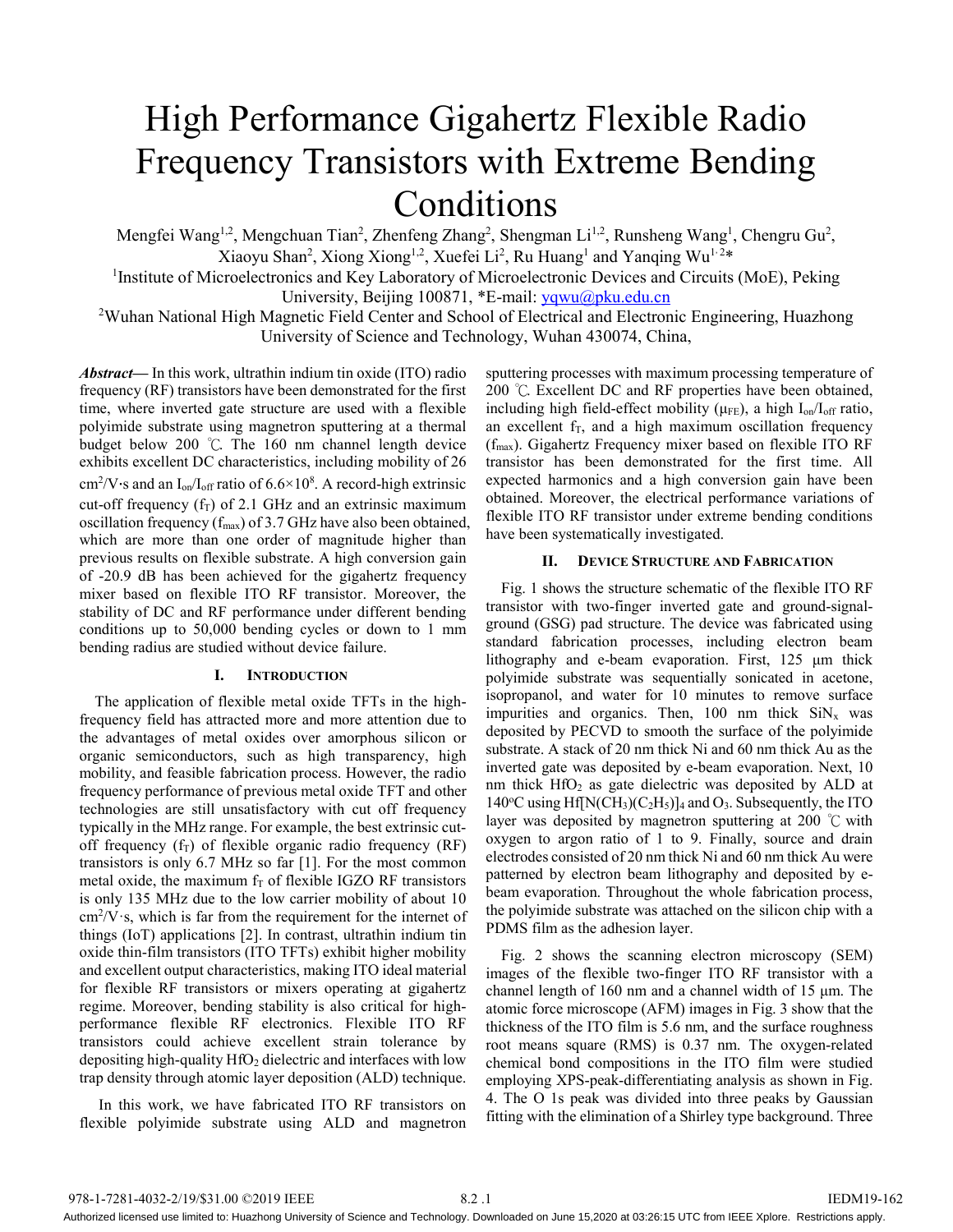# High Performance Gigahertz Flexible Radio Frequency Transistors with Extreme Bending Conditions

Mengfei Wang[1,2], Mengchuan Tian[2], Zhenfeng Zhang[2], Shengman Li[1,2], Runsheng Wang[1], Chengru Gu[2], Xiaoyu Shan[2], Xiong Xiong[1,2], Xuefei Li[2], Ru Huang[1] and Yanqing Wu[1,2]*

[1]Institute of Microelectronics and Key Laboratory of Microelectronic Devices and Circuits (MoE), Peking University, Beijing 100871, *E-mail: yqwu@pku.edu.cn

[2]Wuhan National High Magnetic Field Center and School of Electrical and Electronic Engineering, Huazhong University of Science and Technology, Wuhan 430074, China,

***Abstract*****—** In this work, ultrathin indium tin oxide (ITO) radio frequency (RF) transistors have been demonstrated for the first time, where inverted gate structure are used with a flexible polyimide substrate using magnetron sputtering at a thermal budget below 200 ℃. The 160 nm channel length device exhibits excellent DC characteristics, including mobility of 26 $cm^2/V{\cdot}s$ and an $I_{on}/I_{off}$ ratio of $6.6{\times}10^8$. A record-high extrinsic cut-off frequency ($f_T$) of 2.1 GHz and an extrinsic maximum oscillation frequency ($f_{max}$) of 3.7 GHz have also been obtained, which are more than one order of magnitude higher than previous results on flexible substrate. A high conversion gain of -20.9 dB has been achieved for the gigahertz frequency mixer based on flexible ITO RF transistor. Moreover, the stability of DC and RF performance under different bending conditions up to 50,000 bending cycles or down to 1 mm bending radius are studied without device failure.

## I. Introduction

The application of flexible metal oxide TFTs in the high-frequency field has attracted more and more attention due to the advantages of metal oxides over amorphous silicon or organic semiconductors, such as high transparency, high mobility, and feasible fabrication process. However, the radio frequency performance of previous metal oxide TFT and other technologies are still unsatisfactory with cut off frequency typically in the MHz range. For example, the best extrinsic cut-off frequency ($f_T$) of flexible organic radio frequency (RF) transistors is only 6.7 MHz so far [1]. For the most common metal oxide, the maximum $f_T$ of flexible IGZO RF transistors is only 135 MHz due to the low carrier mobility of about 10 $cm^2/V{\cdot}s$, which is far from the requirement for the internet of things (IoT) applications [2]. In contrast, ultrathin indium tin oxide thin-film transistors (ITO TFTs) exhibit higher mobility and excellent output characteristics, making ITO ideal material for flexible RF transistors or mixers operating at gigahertz regime. Moreover, bending stability is also critical for high-performance flexible RF electronics. Flexible ITO RF transistors could achieve excellent strain tolerance by depositing high-quality $HfO_2$ dielectric and interfaces with low trap density through atomic layer deposition (ALD) technique.

In this work, we have fabricated ITO RF transistors on flexible polyimide substrate using ALD and magnetron sputtering processes with maximum processing temperature of 200 ℃. Excellent DC and RF properties have been obtained, including high field-effect mobility ($\mu_{FE}$), a high $I_{on}/I_{off}$ ratio, an excellent $f_T$, and a high maximum oscillation frequency ($f_{max}$). Gigahertz Frequency mixer based on flexible ITO RF transistor has been demonstrated for the first time. All expected harmonics and a high conversion gain have been obtained. Moreover, the electrical performance variations of flexible ITO RF transistor under extreme bending conditions have been systematically investigated.

## II. Device Structure and Fabrication

Fig. 1 shows the structure schematic of the flexible ITO RF transistor with two-finger inverted gate and ground-signal-ground (GSG) pad structure. The device was fabricated using standard fabrication processes, including electron beam lithography and e-beam evaporation. First, 125 μm thick polyimide substrate was sequentially sonicated in acetone, isopropanol, and water for 10 minutes to remove surface impurities and organics. Then, 100 nm thick $SiN_x$ was deposited by PECVD to smooth the surface of the polyimide substrate. A stack of 20 nm thick Ni and 60 nm thick Au as the inverted gate was deposited by e-beam evaporation. Next, 10 nm thick $HfO_2$ as gate dielectric was deposited by ALD at 140°C using $Hf[N(CH_3)(C_2H_5)]_4$ and $O_3$. Subsequently, the ITO layer was deposited by magnetron sputtering at 200 ℃ with oxygen to argon ratio of 1 to 9. Finally, source and drain electrodes consisted of 20 nm thick Ni and 60 nm thick Au were patterned by electron beam lithography and deposited by e-beam evaporation. Throughout the whole fabrication process, the polyimide substrate was attached on the silicon chip with a PDMS film as the adhesion layer.

Fig. 2 shows the scanning electron microscopy (SEM) images of the flexible two-finger ITO RF transistor with a channel length of 160 nm and a channel width of 15 μm. The atomic force microscope (AFM) images in Fig. 3 show that the thickness of the ITO film is 5.6 nm, and the surface roughness root means square (RMS) is 0.37 nm. The oxygen-related chemical bond compositions in the ITO film were studied employing XPS-peak-differentiating analysis as shown in Fig. 4. The O 1s peak was divided into three peaks by Gaussian fitting with the elimination of a Shirley type background. Three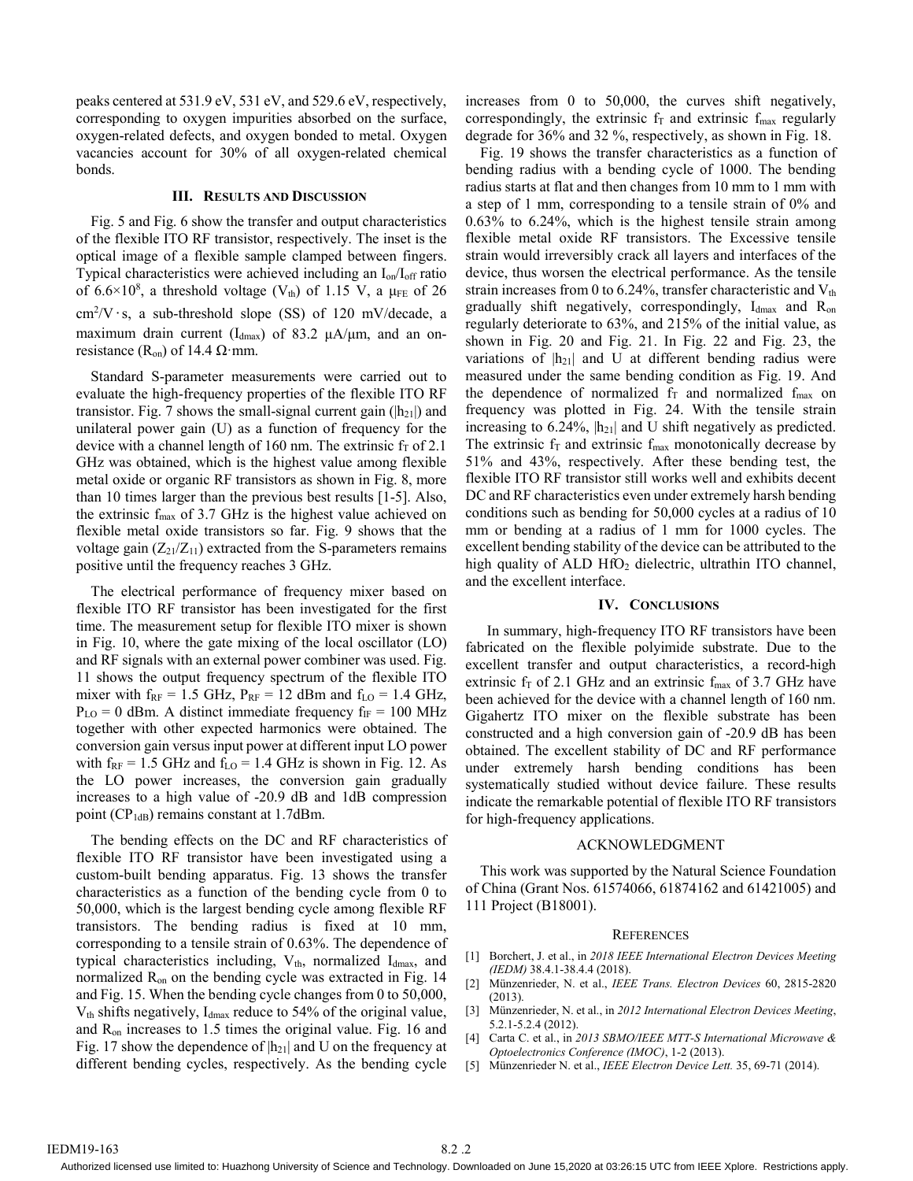peaks centered at 531.9 eV, 531 eV, and 529.6 eV, respectively, corresponding to oxygen impurities absorbed on the surface, oxygen-related defects, and oxygen bonded to metal. Oxygen vacancies account for 30% of all oxygen-related chemical bonds.

## III. Results and Discussion

Fig. 5 and Fig. 6 show the transfer and output characteristics of the flexible ITO RF transistor, respectively. The inset is the optical image of a flexible sample clamped between fingers. Typical characteristics were achieved including an $I_{on}/I_{off}$ ratio of $6.6\times10^8$, a threshold voltage ($V_{th}$) of 1.15 V, a $\mu_{FE}$ of 26 $cm^2/V\cdot s$, a sub-threshold slope (SS) of 120 mV/decade, a maximum drain current ($I_{dmax}$) of 83.2 μA/μm, and an on-resistance ($R_{on}$) of 14.4 Ω·mm.

Standard S-parameter measurements were carried out to evaluate the high-frequency properties of the flexible ITO RF transistor. Fig. 7 shows the small-signal current gain ($|h_{21}|$) and unilateral power gain (U) as a function of frequency for the device with a channel length of 160 nm. The extrinsic $f_T$ of 2.1 GHz was obtained, which is the highest value among flexible metal oxide or organic RF transistors as shown in Fig. 8, more than 10 times larger than the previous best results [1-5]. Also, the extrinsic $f_{max}$ of 3.7 GHz is the highest value achieved on flexible metal oxide transistors so far. Fig. 9 shows that the voltage gain ($Z_{21}/Z_{11}$) extracted from the S-parameters remains positive until the frequency reaches 3 GHz.

The electrical performance of frequency mixer based on flexible ITO RF transistor has been investigated for the first time. The measurement setup for flexible ITO mixer is shown in Fig. 10, where the gate mixing of the local oscillator (LO) and RF signals with an external power combiner was used. Fig. 11 shows the output frequency spectrum of the flexible ITO mixer with $f_{RF}$ = 1.5 GHz, $P_{RF}$ = 12 dBm and $f_{LO}$ = 1.4 GHz, $P_{LO}$ = 0 dBm. A distinct immediate frequency $f_{IF}$ = 100 MHz together with other expected harmonics were obtained. The conversion gain versus input power at different input LO power with $f_{RF}$ = 1.5 GHz and $f_{LO}$ = 1.4 GHz is shown in Fig. 12. As the LO power increases, the conversion gain gradually increases to a high value of -20.9 dB and 1dB compression point ($CP_{1dB}$) remains constant at 1.7dBm.

The bending effects on the DC and RF characteristics of flexible ITO RF transistor have been investigated using a custom-built bending apparatus. Fig. 13 shows the transfer characteristics as a function of the bending cycle from 0 to 50,000, which is the largest bending cycle among flexible RF transistors. The bending radius is fixed at 10 mm, corresponding to a tensile strain of 0.63%. The dependence of typical characteristics including, $V_{th}$, normalized $I_{dmax}$, and normalized $R_{on}$ on the bending cycle was extracted in Fig. 14 and Fig. 15. When the bending cycle changes from 0 to 50,000, $V_{th}$ shifts negatively, $I_{dmax}$ reduce to 54% of the original value, and $R_{on}$ increases to 1.5 times the original value. Fig. 16 and Fig. 17 show the dependence of $|h_{21}|$ and U on the frequency at different bending cycles, respectively. As the bending cycle increases from 0 to 50,000, the curves shift negatively, correspondingly, the extrinsic $f_T$ and extrinsic $f_{max}$ regularly degrade for 36% and 32 %, respectively, as shown in Fig. 18.

Fig. 19 shows the transfer characteristics as a function of bending radius with a bending cycle of 1000. The bending radius starts at flat and then changes from 10 mm to 1 mm with a step of 1 mm, corresponding to a tensile strain of 0% and 0.63% to 6.24%, which is the highest tensile strain among flexible metal oxide RF transistors. The Excessive tensile strain would irreversibly crack all layers and interfaces of the device, thus worsen the electrical performance. As the tensile strain increases from 0 to 6.24%, transfer characteristic and $V_{th}$ gradually shift negatively, correspondingly, $I_{dmax}$ and $R_{on}$ regularly deteriorate to 63%, and 215% of the initial value, as shown in Fig. 20 and Fig. 21. In Fig. 22 and Fig. 23, the variations of $|h_{21}|$ and U at different bending radius were measured under the same bending condition as Fig. 19. And the dependence of normalized $f_T$ and normalized $f_{max}$ on frequency was plotted in Fig. 24. With the tensile strain increasing to 6.24%, $|h_{21}|$ and U shift negatively as predicted. The extrinsic $f_T$ and extrinsic $f_{max}$ monotonically decrease by 51% and 43%, respectively. After these bending test, the flexible ITO RF transistor still works well and exhibits decent DC and RF characteristics even under extremely harsh bending conditions such as bending for 50,000 cycles at a radius of 10 mm or bending at a radius of 1 mm for 1000 cycles. The excellent bending stability of the device can be attributed to the high quality of ALD $HfO_2$ dielectric, ultrathin ITO channel, and the excellent interface.

## IV. Conclusions

In summary, high-frequency ITO RF transistors have been fabricated on the flexible polyimide substrate. Due to the excellent transfer and output characteristics, a record-high extrinsic $f_T$ of 2.1 GHz and an extrinsic $f_{max}$ of 3.7 GHz have been achieved for the device with a channel length of 160 nm. Gigahertz ITO mixer on the flexible substrate has been constructed and a high conversion gain of -20.9 dB has been obtained. The excellent stability of DC and RF performance under extremely harsh bending conditions has been systematically studied without device failure. These results indicate the remarkable potential of flexible ITO RF transistors for high-frequency applications.

## Acknowledgment

This work was supported by the Natural Science Foundation of China (Grant Nos. 61574066, 61874162 and 61421005) and 111 Project (B18001).

## References

[1] Borchert, J. et al., in *2018 IEEE International Electron Devices Meeting (IEDM)* 38.4.1-38.4.4 (2018).

[2] Münzenrieder, N. et al., *IEEE Trans. Electron Devices* 60, 2815-2820 (2013).

[3] Münzenrieder, N. et al., in *2012 International Electron Devices Meeting*, 5.2.1-5.2.4 (2012).

[4] Carta C. et al., in *2013 SBMO/IEEE MTT-S International Microwave & Optoelectronics Conference (IMOC)*, 1-2 (2013).

[5] Münzenrieder N. et al., *IEEE Electron Device Lett.* 35, 69-71 (2014).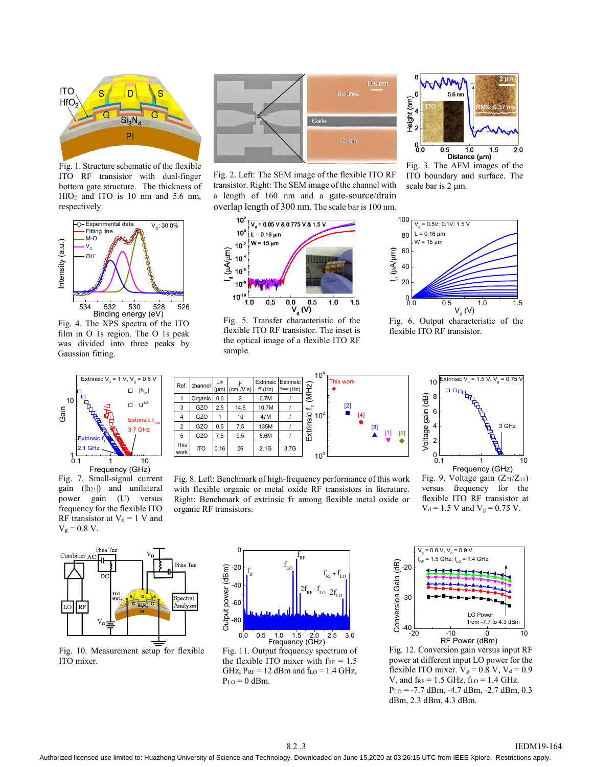Fig. 1. Structure schematic of the flexible ITO RF transistor with dual-finger bottom gate structure. The thickness of $HfO_2$ and ITO is 10 nm and 5.6 nm, respectively.

Fig. 2. Left: The SEM image of the flexible ITO RF transistor. Right: The SEM image of the channel with a length of 160 nm and a gate-source/drain overlap length of 300 nm. The scale bar is 100 nm.

Fig. 3. The AFM images of the ITO boundary and surface. The scale bar is 2 μm.

Fig. 4. The XPS spectra of the ITO film in O 1s region. The O 1s peak was divided into three peaks by Gaussian fitting.

Fig. 5. Transfer characteristic of the flexible ITO RF transistor. The inset is the optical image of a flexible ITO RF sample.

Fig. 6. Output characteristic of the flexible ITO RF transistor.

Fig. 7. Small-signal current gain ($|h_{21}|$) and unilateral power gain (U) versus frequency for the flexible ITO RF transistor at $V_d$ = 1 V and $V_g$ = 0.8 V.

| Ref. | channel | $L_{ch}$ (μm) | μ ($cm^2$/V s) | Extrinsic $f_T$ (Hz) | Extrinsic $f_{max}$ (Hz) |
|---|---|---|---|---|---|
| 1 | Organic | 0.6 | 2 | 6.7M | / |
| 3 | IGZO | 2.5 | 14.5 | 10.7M | / |
| 4 | IGZO | 1 | 10 | 47M | / |
| 2 | IGZO | 0.5 | 7.5 | 135M | / |
| 5 | IGZO | 7.5 | 9.5 | 5.6M | / |
| This work | ITO | 0.16 | 26 | 2.1G | 3.7G |

Fig. 8. Left: Benchmark of high-frequency performance of this work with flexible organic or metal oxide RF transistors in literature. Right: Benchmark of extrinsic $f_T$ among flexible metal oxide or organic RF transistors.

Fig. 9. Voltage gain ($Z_{21}/Z_{11}$) versus frequency for the flexible ITO RF transistor at $V_d$ = 1.5 V and $V_g$ = 0.75 V.

Fig. 10. Measurement setup for flexible ITO mixer.

Fig. 11. Output frequency spectrum of the flexible ITO mixer with $f_{RF}$ = 1.5 GHz, $P_{RF}$ = 12 dBm and $f_{LO}$ = 1.4 GHz, $P_{LO}$ = 0 dBm.

Fig. 12. Conversion gain versus input RF power at different input LO power for the flexible ITO mixer. $V_g$ = 0.8 V, $V_d$ = 0.9 V, and $f_{RF}$ = 1.5 GHz, $f_{LO}$ = 1.4 GHz. $P_{LO}$ = -7.7 dBm, -4.7 dBm, -2.7 dBm, 0.3 dBm, 2.3 dBm, 4.3 dBm.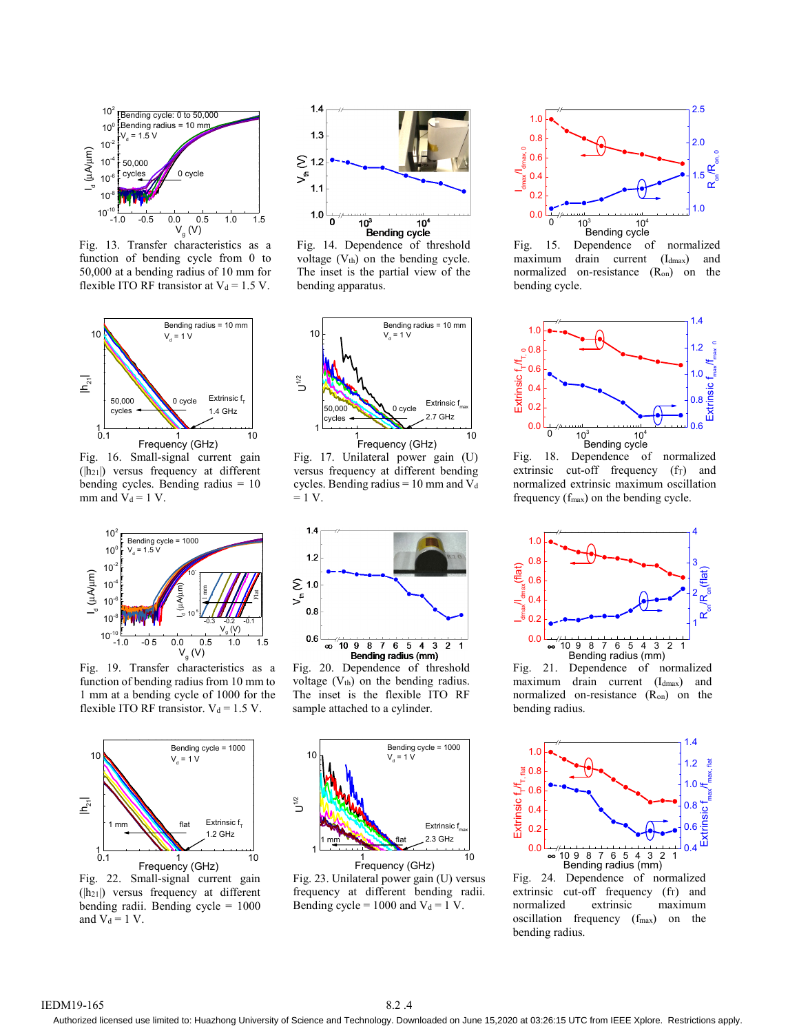Bending cycle: 0 to 50,000
Bending radius = 10 mm
$V_d$ = 1.5 V
50,000 cycles
0 cycle
$I_d$ (μA/μm)
$V_g$ (V)

Fig. 13. Transfer characteristics as a function of bending cycle from 0 to 50,000 at a bending radius of 10 mm for flexible ITO RF transistor at $V_d$ = 1.5 V.

$V_{th}$ (V)
Bending cycle

Fig. 14. Dependence of threshold voltage ($V_{th}$) on the bending cycle. The inset is the partial view of the bending apparatus.

$I_{dmax}/I_{dmax,0}$
$R_{on}/R_{on,0}$
Bending cycle

Fig. 15. Dependence of normalized maximum drain current ($I_{dmax}$) and normalized on-resistance ($R_{on}$) on the bending cycle.

Bending radius = 10 mm
$V_d$ = 1 V
$|h_{21}|$
50,000 cycles
0 cycle
Extrinsic $f_T$
1.4 GHz
Frequency (GHz)

Fig. 16. Small-signal current gain ($|h_{21}|$) versus frequency at different bending cycles. Bending radius = 10 mm and $V_d$ = 1 V.

Bending radius = 10 mm
$V_d$ = 1 V
$U^{1/2}$
50,000 cycles
0 cycle
Extrinsic $f_{max}$
2.7 GHz
Frequency (GHz)

Fig. 17. Unilateral power gain (U) versus frequency at different bending cycles. Bending radius = 10 mm and $V_d$ = 1 V.

Extrinsic $f_T/f_{T,0}$
Extrinsic $f_{max}/f_{max,0}$
Bending cycle

Fig. 18. Dependence of normalized extrinsic cut-off frequency ($f_T$) and normalized extrinsic maximum oscillation frequency ($f_{max}$) on the bending cycle.

Bending cycle = 1000
$V_d$ = 1.5 V
$I_d$ (μA/μm)
$V_g$ (V)
1 mm
Flat

Fig. 19. Transfer characteristics as a function of bending radius from 10 mm to 1 mm at a bending cycle of 1000 for the flexible ITO RF transistor. $V_d$ = 1.5 V.

$V_{th}$ (V)
Bending radius (mm)

Fig. 20. Dependence of threshold voltage ($V_{th}$) on the bending radius. The inset is the flexible ITO RF sample attached to a cylinder.

$I_{dmax}/I_{dmax}$(flat)
$R_{on}/R_{on}$(flat)
Bending radius (mm)

Fig. 21. Dependence of normalized maximum drain current ($I_{dmax}$) and normalized on-resistance ($R_{on}$) on the bending radius.

Bending cycle = 1000
$V_d$ = 1 V
$|h_{21}|$
1 mm
flat
Extrinsic $f_T$
1.2 GHz
Frequency (GHz)

Fig. 22. Small-signal current gain ($|h_{21}|$) versus frequency at different bending radii. Bending cycle = 1000 and $V_d$ = 1 V.

Bending cycle = 1000
$V_d$ = 1 V
$U^{1/2}$
1 mm
flat
Extrinsic $f_{max}$
2.3 GHz
Frequency (GHz)

Fig. 23. Unilateral power gain (U) versus frequency at different bending radii. Bending cycle = 1000 and $V_d$ = 1 V.

Extrinsic $f_T/f_{T,flat}$
Extrinsic $f_{max}/f_{max,flat}$
Bending radius (mm)

Fig. 24. Dependence of normalized extrinsic cut-off frequency ($f_T$) and normalized extrinsic maximum oscillation frequency ($f_{max}$) on the bending radius.